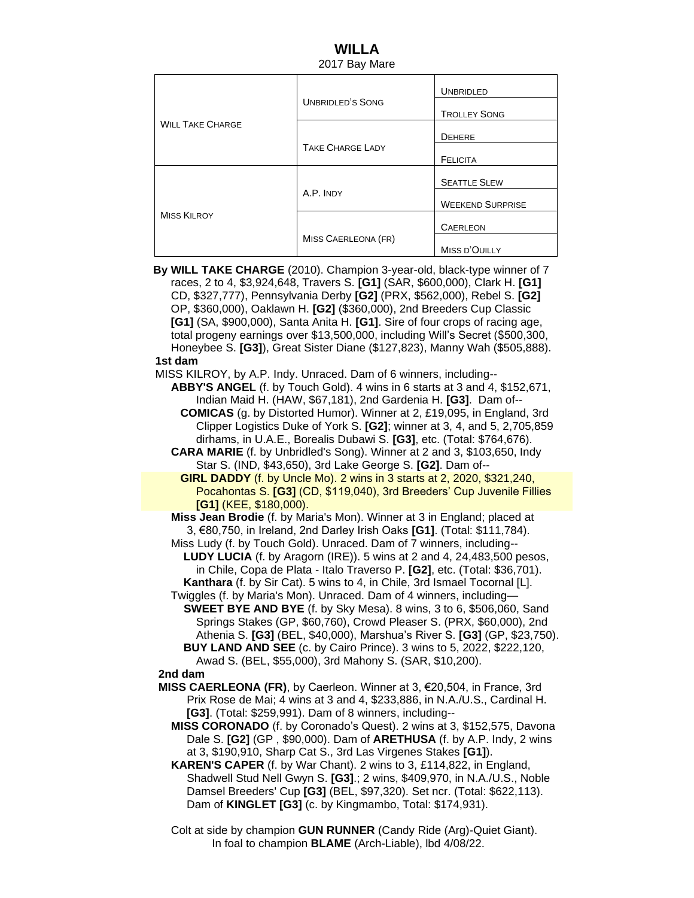# WILLA

2017 Bay Mare

| | | |
|---|---|---|
| WILL TAKE CHARGE | UNBRIDLED'S SONG | UNBRIDLED |
| | | TROLLEY SONG |
| | TAKE CHARGE LADY | DEHERE |
| | | FELICITA |
| MISS KILROY | A.P. INDY | SEATTLE SLEW |
| | | WEEKEND SURPRISE |
| | MISS CAERLEONA (FR) | CAERLEON |
| | | MISS D'OUILLY |

**By WILL TAKE CHARGE** (2010). Champion 3-year-old, black-type winner of 7 races, 2 to 4, $3,924,648, Travers S. **[G1]** (SAR, $600,000), Clark H. **[G1]** CD, $327,777), Pennsylvania Derby **[G2]** (PRX, $562,000), Rebel S. **[G2]** OP, $360,000), Oaklawn H. **[G2]** ($360,000), 2nd Breeders Cup Classic **[G1]** (SA, $900,000), Santa Anita H. **[G1]**. Sire of four crops of racing age, total progeny earnings over $13,500,000, including Will's Secret ($500,300, Honeybee S. **[G3]**), Great Sister Diane ($127,823), Manny Wah ($505,888).

**1st dam**

MISS KILROY, by A.P. Indy. Unraced. Dam of 6 winners, including--

**ABBY'S ANGEL** (f. by Touch Gold). 4 wins in 6 starts at 3 and 4, $152,671, Indian Maid H. (HAW, $67,181), 2nd Gardenia H. **[G3]**. Dam of--

**COMICAS** (g. by Distorted Humor). Winner at 2, £19,095, in England, 3rd Clipper Logistics Duke of York S. **[G2]**; winner at 3, 4, and 5, 2,705,859 dirhams, in U.A.E., Borealis Dubawi S. **[G3]**, etc. (Total: $764,676).

**CARA MARIE** (f. by Unbridled's Song). Winner at 2 and 3, $103,650, Indy Star S. (IND, $43,650), 3rd Lake George S. **[G2]**. Dam of--

**GIRL DADDY** (f. by Uncle Mo). 2 wins in 3 starts at 2, 2020, $321,240, Pocahontas S. **[G3]** (CD, $119,040), 3rd Breeders' Cup Juvenile Fillies **[G1]** (KEE, $180,000).

**Miss Jean Brodie** (f. by Maria's Mon). Winner at 3 in England; placed at 3, €80,750, in Ireland, 2nd Darley Irish Oaks **[G1]**. (Total: $111,784).

Miss Ludy (f. by Touch Gold). Unraced. Dam of 7 winners, including--

**LUDY LUCIA** (f. by Aragorn (IRE)). 5 wins at 2 and 4, 24,483,500 pesos, in Chile, Copa de Plata - Italo Traverso P. **[G2]**, etc. (Total: $36,701).

**Kanthara** (f. by Sir Cat). 5 wins to 4, in Chile, 3rd Ismael Tocornal [L].

Twiggles (f. by Maria's Mon). Unraced. Dam of 4 winners, including—

**SWEET BYE AND BYE** (f. by Sky Mesa). 8 wins, 3 to 6, $506,060, Sand Springs Stakes (GP, $60,760), Crowd Pleaser S. (PRX, $60,000), 2nd Athenia S. **[G3]** (BEL, $40,000), Marshua's River S. **[G3]** (GP, $23,750).

**BUY LAND AND SEE** (c. by Cairo Prince). 3 wins to 5, 2022, $222,120, Awad S. (BEL, $55,000), 3rd Mahony S. (SAR, $10,200).

**2nd dam**

**MISS CAERLEONA (FR)**, by Caerleon. Winner at 3, €20,504, in France, 3rd Prix Rose de Mai; 4 wins at 3 and 4, $233,886, in N.A./U.S., Cardinal H. **[G3]**. (Total: $259,991). Dam of 8 winners, including--

**MISS CORONADO** (f. by Coronado's Quest). 2 wins at 3, $152,575, Davona Dale S. **[G2]** (GP , $90,000). Dam of **ARETHUSA** (f. by A.P. Indy, 2 wins at 3, $190,910, Sharp Cat S., 3rd Las Virgenes Stakes **[G1]**).

**KAREN'S CAPER** (f. by War Chant). 2 wins to 3, £114,822, in England, Shadwell Stud Nell Gwyn S. **[G3]**.; 2 wins, $409,970, in N.A./U.S., Noble Damsel Breeders' Cup **[G3]** (BEL, $97,320). Set ncr. (Total: $622,113). Dam of **KINGLET [G3]** (c. by Kingmambo, Total: $174,931).

Colt at side by champion **GUN RUNNER** (Candy Ride (Arg)-Quiet Giant).
In foal to champion **BLAME** (Arch-Liable), lbd 4/08/22.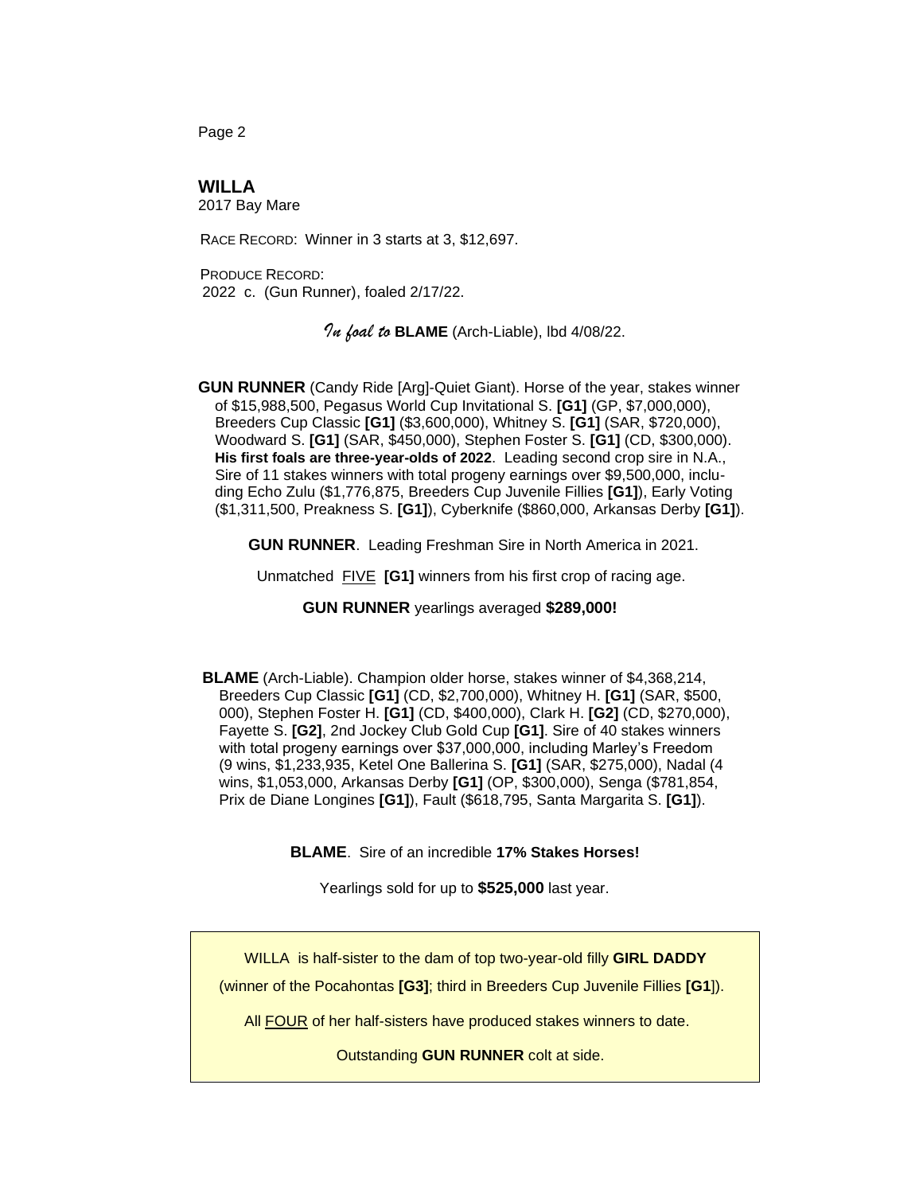## WILLA

2017 Bay Mare

RACE RECORD: Winner in 3 starts at 3, $12,697.

PRODUCE RECORD:
2022 c. (Gun Runner), foaled 2/17/22.

*In foal to* **BLAME** (Arch-Liable), lbd 4/08/22.

**GUN RUNNER** (Candy Ride [Arg]-Quiet Giant). Horse of the year, stakes winner of $15,988,500, Pegasus World Cup Invitational S. **[G1]** (GP, $7,000,000), Breeders Cup Classic **[G1]** ($3,600,000), Whitney S. **[G1]** (SAR, $720,000), Woodward S. **[G1]** (SAR, $450,000), Stephen Foster S. **[G1]** (CD, $300,000). **His first foals are three-year-olds of 2022**. Leading second crop sire in N.A., Sire of 11 stakes winners with total progeny earnings over $9,500,000, including Echo Zulu ($1,776,875, Breeders Cup Juvenile Fillies **[G1]**), Early Voting ($1,311,500, Preakness S. **[G1]**), Cyberknife ($860,000, Arkansas Derby **[G1]**).

**GUN RUNNER**. Leading Freshman Sire in North America in 2021.

Unmatched FIVE **[G1]** winners from his first crop of racing age.

**GUN RUNNER** yearlings averaged **$289,000!**

**BLAME** (Arch-Liable). Champion older horse, stakes winner of $4,368,214, Breeders Cup Classic **[G1]** (CD, $2,700,000), Whitney H. **[G1]** (SAR, $500,000), Stephen Foster H. **[G1]** (CD, $400,000), Clark H. **[G2]** (CD, $270,000), Fayette S. **[G2]**, 2nd Jockey Club Gold Cup **[G1]**. Sire of 40 stakes winners with total progeny earnings over $37,000,000, including Marley's Freedom (9 wins, $1,233,935, Ketel One Ballerina S. **[G1]** (SAR, $275,000), Nadal (4 wins, $1,053,000, Arkansas Derby **[G1]** (OP, $300,000), Senga ($781,854, Prix de Diane Longines **[G1]**), Fault ($618,795, Santa Margarita S. **[G1]**).

**BLAME**. Sire of an incredible **17% Stakes Horses!**

Yearlings sold for up to **$525,000** last year.

WILLA is half-sister to the dam of top two-year-old filly **GIRL DADDY** (winner of the Pocahontas **[G3]**; third in Breeders Cup Juvenile Fillies **[G1]**).

All FOUR of her half-sisters have produced stakes winners to date.

Outstanding **GUN RUNNER** colt at side.